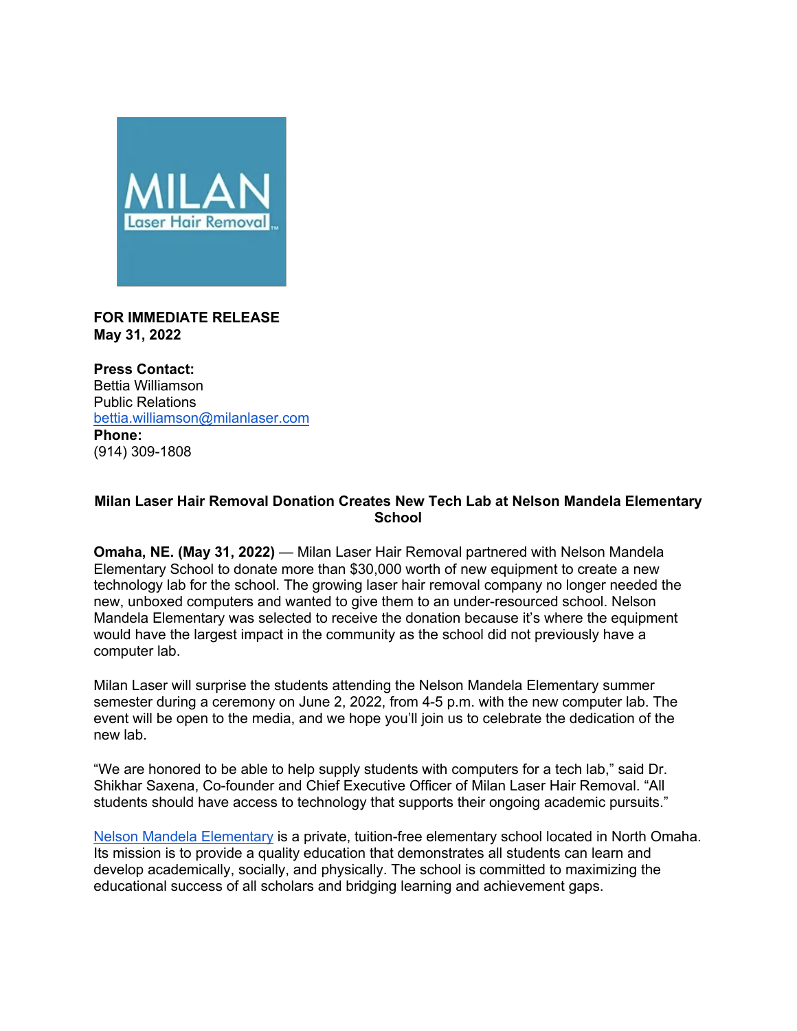**FOR IMMEDIATE RELEASE**
**May 31, 2022**

**Press Contact:**
Bettia Williamson
Public Relations
[bettia.williamson@milanlaser.com](mailto:bettia.williamson@milanlaser.com)
**Phone:**
(914) 309-1808

**Milan Laser Hair Removal Donation Creates New Tech Lab at Nelson Mandela Elementary School**

**Omaha, NE. (May 31, 2022)** — Milan Laser Hair Removal partnered with Nelson Mandela Elementary School to donate more than $30,000 worth of new equipment to create a new technology lab for the school. The growing laser hair removal company no longer needed the new, unboxed computers and wanted to give them to an under-resourced school. Nelson Mandela Elementary was selected to receive the donation because it's where the equipment would have the largest impact in the community as the school did not previously have a computer lab.

Milan Laser will surprise the students attending the Nelson Mandela Elementary summer semester during a ceremony on June 2, 2022, from 4-5 p.m. with the new computer lab. The event will be open to the media, and we hope you'll join us to celebrate the dedication of the new lab.

"We are honored to be able to help supply students with computers for a tech lab," said Dr. Shikhar Saxena, Co-founder and Chief Executive Officer of Milan Laser Hair Removal. "All students should have access to technology that supports their ongoing academic pursuits."

Nelson Mandela Elementary is a private, tuition-free elementary school located in North Omaha. Its mission is to provide a quality education that demonstrates all students can learn and develop academically, socially, and physically. The school is committed to maximizing the educational success of all scholars and bridging learning and achievement gaps.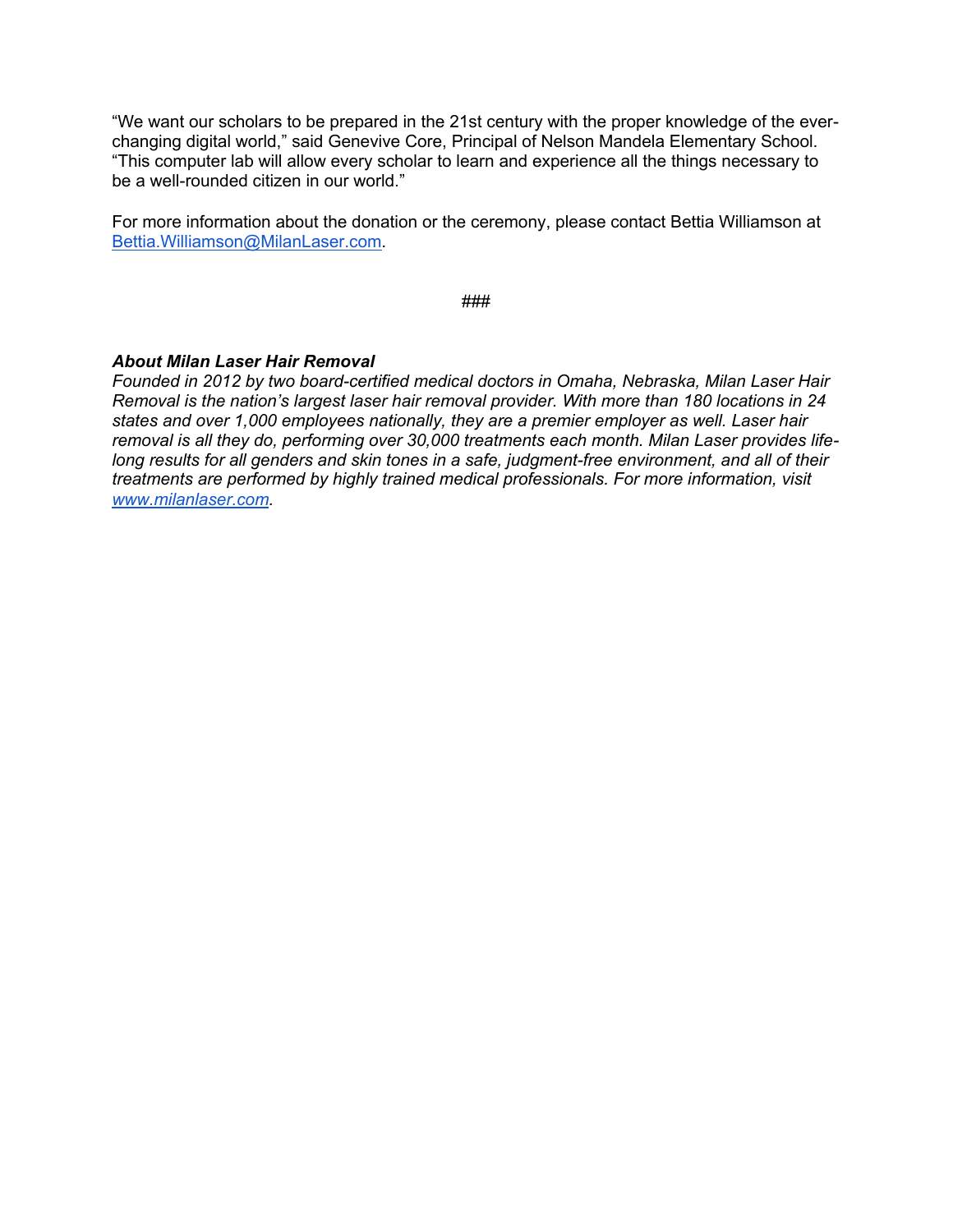"We want our scholars to be prepared in the 21st century with the proper knowledge of the ever-changing digital world," said Genevive Core, Principal of Nelson Mandela Elementary School. "This computer lab will allow every scholar to learn and experience all the things necessary to be a well-rounded citizen in our world."

For more information about the donation or the ceremony, please contact Bettia Williamson at Bettia.Williamson@MilanLaser.com.

###

***About Milan Laser Hair Removal***
*Founded in 2012 by two board-certified medical doctors in Omaha, Nebraska, Milan Laser Hair Removal is the nation's largest laser hair removal provider. With more than 180 locations in 24 states and over 1,000 employees nationally, they are a premier employer as well. Laser hair removal is all they do, performing over 30,000 treatments each month. Milan Laser provides life-long results for all genders and skin tones in a safe, judgment-free environment, and all of their treatments are performed by highly trained medical professionals. For more information, visit www.milanlaser.com.*